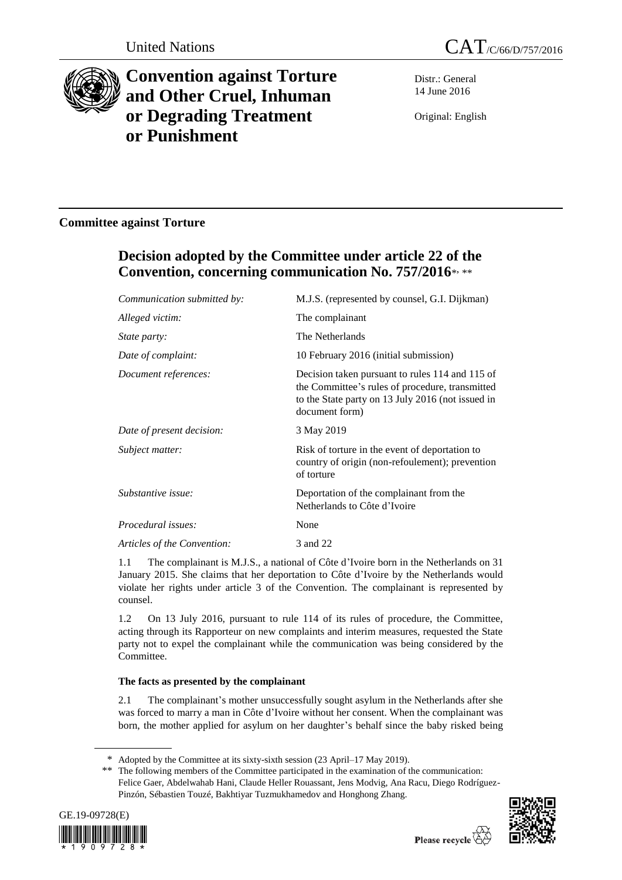United Nations

CAT/C/66/D/757/2016

# Convention against Torture and Other Cruel, Inhuman or Degrading Treatment or Punishment

Distr.: General
14 June 2016

Original: English

## Committee against Torture

## Decision adopted by the Committee under article 22 of the Convention, concerning communication No. 757/2016*, **

| | |
|---|---|
| *Communication submitted by:* | M.J.S. (represented by counsel, G.I. Dijkman) |
| *Alleged victim:* | The complainant |
| *State party:* | The Netherlands |
| *Date of complaint:* | 10 February 2016 (initial submission) |
| *Document references:* | Decision taken pursuant to rules 114 and 115 of the Committee's rules of procedure, transmitted to the State party on 13 July 2016 (not issued in document form) |
| *Date of present decision:* | 3 May 2019 |
| *Subject matter:* | Risk of torture in the event of deportation to country of origin (non-refoulement); prevention of torture |
| *Substantive issue:* | Deportation of the complainant from the Netherlands to Côte d'Ivoire |
| *Procedural issues:* | None |
| *Articles of the Convention:* | 3 and 22 |

1.1 The complainant is M.J.S., a national of Côte d'Ivoire born in the Netherlands on 31 January 2015. She claims that her deportation to Côte d'Ivoire by the Netherlands would violate her rights under article 3 of the Convention. The complainant is represented by counsel.

1.2 On 13 July 2016, pursuant to rule 114 of its rules of procedure, the Committee, acting through its Rapporteur on new complaints and interim measures, requested the State party not to expel the complainant while the communication was being considered by the Committee.

### The facts as presented by the complainant

2.1 The complainant's mother unsuccessfully sought asylum in the Netherlands after she was forced to marry a man in Côte d'Ivoire without her consent. When the complainant was born, the mother applied for asylum on her daughter's behalf since the baby risked being

\* Adopted by the Committee at its sixty-sixth session (23 April–17 May 2019).

\*\* The following members of the Committee participated in the examination of the communication: Felice Gaer, Abdelwahab Hani, Claude Heller Rouassant, Jens Modvig, Ana Racu, Diego Rodríguez-Pinzón, Sébastien Touzé, Bakhtiyar Tuzmukhamedov and Honghong Zhang.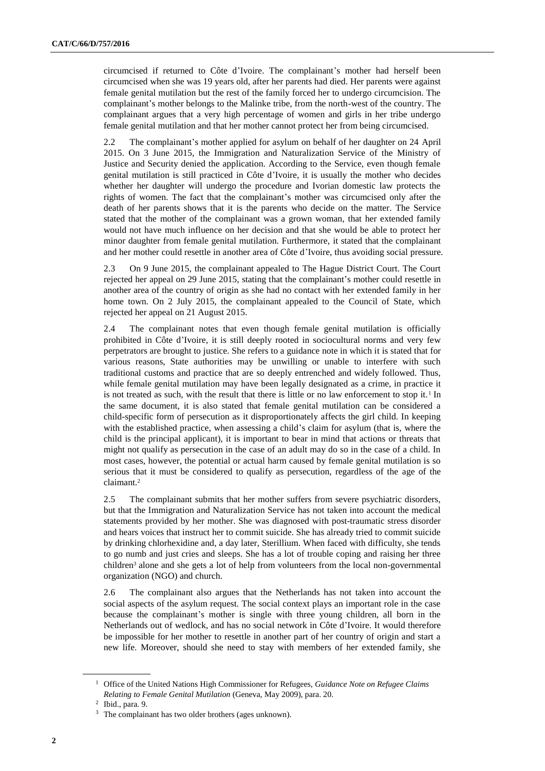circumcised if returned to Côte d'Ivoire. The complainant's mother had herself been circumcised when she was 19 years old, after her parents had died. Her parents were against female genital mutilation but the rest of the family forced her to undergo circumcision. The complainant's mother belongs to the Malinke tribe, from the north-west of the country. The complainant argues that a very high percentage of women and girls in her tribe undergo female genital mutilation and that her mother cannot protect her from being circumcised.

2.2 The complainant's mother applied for asylum on behalf of her daughter on 24 April 2015. On 3 June 2015, the Immigration and Naturalization Service of the Ministry of Justice and Security denied the application. According to the Service, even though female genital mutilation is still practiced in Côte d'Ivoire, it is usually the mother who decides whether her daughter will undergo the procedure and Ivorian domestic law protects the rights of women. The fact that the complainant's mother was circumcised only after the death of her parents shows that it is the parents who decide on the matter. The Service stated that the mother of the complainant was a grown woman, that her extended family would not have much influence on her decision and that she would be able to protect her minor daughter from female genital mutilation. Furthermore, it stated that the complainant and her mother could resettle in another area of Côte d'Ivoire, thus avoiding social pressure.

2.3 On 9 June 2015, the complainant appealed to The Hague District Court. The Court rejected her appeal on 29 June 2015, stating that the complainant's mother could resettle in another area of the country of origin as she had no contact with her extended family in her home town. On 2 July 2015, the complainant appealed to the Council of State, which rejected her appeal on 21 August 2015.

2.4 The complainant notes that even though female genital mutilation is officially prohibited in Côte d'Ivoire, it is still deeply rooted in sociocultural norms and very few perpetrators are brought to justice. She refers to a guidance note in which it is stated that for various reasons, State authorities may be unwilling or unable to interfere with such traditional customs and practice that are so deeply entrenched and widely followed. Thus, while female genital mutilation may have been legally designated as a crime, in practice it is not treated as such, with the result that there is little or no law enforcement to stop it.[1] In the same document, it is also stated that female genital mutilation can be considered a child-specific form of persecution as it disproportionately affects the girl child. In keeping with the established practice, when assessing a child's claim for asylum (that is, where the child is the principal applicant), it is important to bear in mind that actions or threats that might not qualify as persecution in the case of an adult may do so in the case of a child. In most cases, however, the potential or actual harm caused by female genital mutilation is so serious that it must be considered to qualify as persecution, regardless of the age of the claimant.[2]

2.5 The complainant submits that her mother suffers from severe psychiatric disorders, but that the Immigration and Naturalization Service has not taken into account the medical statements provided by her mother. She was diagnosed with post-traumatic stress disorder and hears voices that instruct her to commit suicide. She has already tried to commit suicide by drinking chlorhexidine and, a day later, Sterillium. When faced with difficulty, she tends to go numb and just cries and sleeps. She has a lot of trouble coping and raising her three children[3] alone and she gets a lot of help from volunteers from the local non-governmental organization (NGO) and church.

2.6 The complainant also argues that the Netherlands has not taken into account the social aspects of the asylum request. The social context plays an important role in the case because the complainant's mother is single with three young children, all born in the Netherlands out of wedlock, and has no social network in Côte d'Ivoire. It would therefore be impossible for her mother to resettle in another part of her country of origin and start a new life. Moreover, should she need to stay with members of her extended family, she

---

[1] Office of the United Nations High Commissioner for Refugees, *Guidance Note on Refugee Claims Relating to Female Genital Mutilation* (Geneva, May 2009), para. 20.

[2] Ibid., para. 9.

[3] The complainant has two older brothers (ages unknown).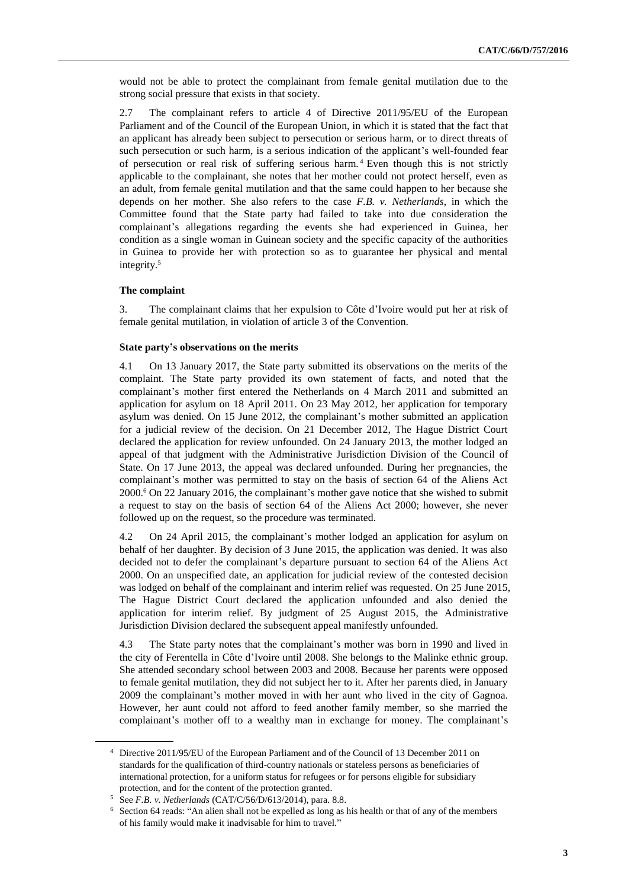would not be able to protect the complainant from female genital mutilation due to the strong social pressure that exists in that society.

2.7 The complainant refers to article 4 of Directive 2011/95/EU of the European Parliament and of the Council of the European Union, in which it is stated that the fact that an applicant has already been subject to persecution or serious harm, or to direct threats of such persecution or such harm, is a serious indication of the applicant's well-founded fear of persecution or real risk of suffering serious harm.[4] Even though this is not strictly applicable to the complainant, she notes that her mother could not protect herself, even as an adult, from female genital mutilation and that the same could happen to her because she depends on her mother. She also refers to the case *F.B. v. Netherlands*, in which the Committee found that the State party had failed to take into due consideration the complainant's allegations regarding the events she had experienced in Guinea, her condition as a single woman in Guinean society and the specific capacity of the authorities in Guinea to provide her with protection so as to guarantee her physical and mental integrity.[5]

### The complaint

3. The complainant claims that her expulsion to Côte d'Ivoire would put her at risk of female genital mutilation, in violation of article 3 of the Convention.

### State party's observations on the merits

4.1 On 13 January 2017, the State party submitted its observations on the merits of the complaint. The State party provided its own statement of facts, and noted that the complainant's mother first entered the Netherlands on 4 March 2011 and submitted an application for asylum on 18 April 2011. On 23 May 2012, her application for temporary asylum was denied. On 15 June 2012, the complainant's mother submitted an application for a judicial review of the decision. On 21 December 2012, The Hague District Court declared the application for review unfounded. On 24 January 2013, the mother lodged an appeal of that judgment with the Administrative Jurisdiction Division of the Council of State. On 17 June 2013, the appeal was declared unfounded. During her pregnancies, the complainant's mother was permitted to stay on the basis of section 64 of the Aliens Act 2000.[6] On 22 January 2016, the complainant's mother gave notice that she wished to submit a request to stay on the basis of section 64 of the Aliens Act 2000; however, she never followed up on the request, so the procedure was terminated.

4.2 On 24 April 2015, the complainant's mother lodged an application for asylum on behalf of her daughter. By decision of 3 June 2015, the application was denied. It was also decided not to defer the complainant's departure pursuant to section 64 of the Aliens Act 2000. On an unspecified date, an application for judicial review of the contested decision was lodged on behalf of the complainant and interim relief was requested. On 25 June 2015, The Hague District Court declared the application unfounded and also denied the application for interim relief. By judgment of 25 August 2015, the Administrative Jurisdiction Division declared the subsequent appeal manifestly unfounded.

4.3 The State party notes that the complainant's mother was born in 1990 and lived in the city of Ferentella in Côte d'Ivoire until 2008. She belongs to the Malinke ethnic group. She attended secondary school between 2003 and 2008. Because her parents were opposed to female genital mutilation, they did not subject her to it. After her parents died, in January 2009 the complainant's mother moved in with her aunt who lived in the city of Gagnoa. However, her aunt could not afford to feed another family member, so she married the complainant's mother off to a wealthy man in exchange for money. The complainant's

---

[4] Directive 2011/95/EU of the European Parliament and of the Council of 13 December 2011 on standards for the qualification of third-country nationals or stateless persons as beneficiaries of international protection, for a uniform status for refugees or for persons eligible for subsidiary protection, and for the content of the protection granted.

[5] See *F.B. v. Netherlands* (CAT/C/56/D/613/2014), para. 8.8.

[6] Section 64 reads: "An alien shall not be expelled as long as his health or that of any of the members of his family would make it inadvisable for him to travel."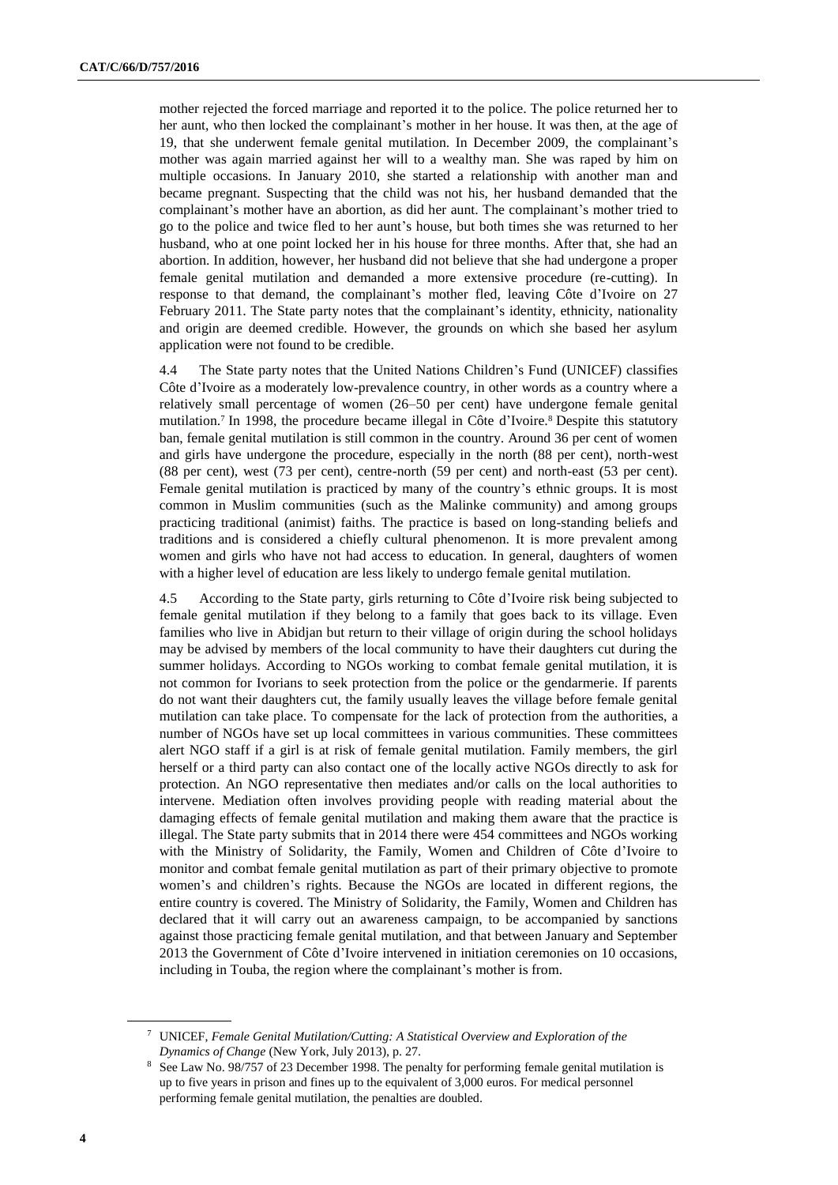mother rejected the forced marriage and reported it to the police. The police returned her to her aunt, who then locked the complainant's mother in her house. It was then, at the age of 19, that she underwent female genital mutilation. In December 2009, the complainant's mother was again married against her will to a wealthy man. She was raped by him on multiple occasions. In January 2010, she started a relationship with another man and became pregnant. Suspecting that the child was not his, her husband demanded that the complainant's mother have an abortion, as did her aunt. The complainant's mother tried to go to the police and twice fled to her aunt's house, but both times she was returned to her husband, who at one point locked her in his house for three months. After that, she had an abortion. In addition, however, her husband did not believe that she had undergone a proper female genital mutilation and demanded a more extensive procedure (re-cutting). In response to that demand, the complainant's mother fled, leaving Côte d'Ivoire on 27 February 2011. The State party notes that the complainant's identity, ethnicity, nationality and origin are deemed credible. However, the grounds on which she based her asylum application were not found to be credible.

4.4 The State party notes that the United Nations Children's Fund (UNICEF) classifies Côte d'Ivoire as a moderately low-prevalence country, in other words as a country where a relatively small percentage of women (26–50 per cent) have undergone female genital mutilation.[7] In 1998, the procedure became illegal in Côte d'Ivoire.[8] Despite this statutory ban, female genital mutilation is still common in the country. Around 36 per cent of women and girls have undergone the procedure, especially in the north (88 per cent), north-west (88 per cent), west (73 per cent), centre-north (59 per cent) and north-east (53 per cent). Female genital mutilation is practiced by many of the country's ethnic groups. It is most common in Muslim communities (such as the Malinke community) and among groups practicing traditional (animist) faiths. The practice is based on long-standing beliefs and traditions and is considered a chiefly cultural phenomenon. It is more prevalent among women and girls who have not had access to education. In general, daughters of women with a higher level of education are less likely to undergo female genital mutilation.

4.5 According to the State party, girls returning to Côte d'Ivoire risk being subjected to female genital mutilation if they belong to a family that goes back to its village. Even families who live in Abidjan but return to their village of origin during the school holidays may be advised by members of the local community to have their daughters cut during the summer holidays. According to NGOs working to combat female genital mutilation, it is not common for Ivorians to seek protection from the police or the gendarmerie. If parents do not want their daughters cut, the family usually leaves the village before female genital mutilation can take place. To compensate for the lack of protection from the authorities, a number of NGOs have set up local committees in various communities. These committees alert NGO staff if a girl is at risk of female genital mutilation. Family members, the girl herself or a third party can also contact one of the locally active NGOs directly to ask for protection. An NGO representative then mediates and/or calls on the local authorities to intervene. Mediation often involves providing people with reading material about the damaging effects of female genital mutilation and making them aware that the practice is illegal. The State party submits that in 2014 there were 454 committees and NGOs working with the Ministry of Solidarity, the Family, Women and Children of Côte d'Ivoire to monitor and combat female genital mutilation as part of their primary objective to promote women's and children's rights. Because the NGOs are located in different regions, the entire country is covered. The Ministry of Solidarity, the Family, Women and Children has declared that it will carry out an awareness campaign, to be accompanied by sanctions against those practicing female genital mutilation, and that between January and September 2013 the Government of Côte d'Ivoire intervened in initiation ceremonies on 10 occasions, including in Touba, the region where the complainant's mother is from.

---

[7] UNICEF, *Female Genital Mutilation/Cutting: A Statistical Overview and Exploration of the Dynamics of Change* (New York, July 2013), p. 27.

[8] See Law No. 98/757 of 23 December 1998. The penalty for performing female genital mutilation is up to five years in prison and fines up to the equivalent of 3,000 euros. For medical personnel performing female genital mutilation, the penalties are doubled.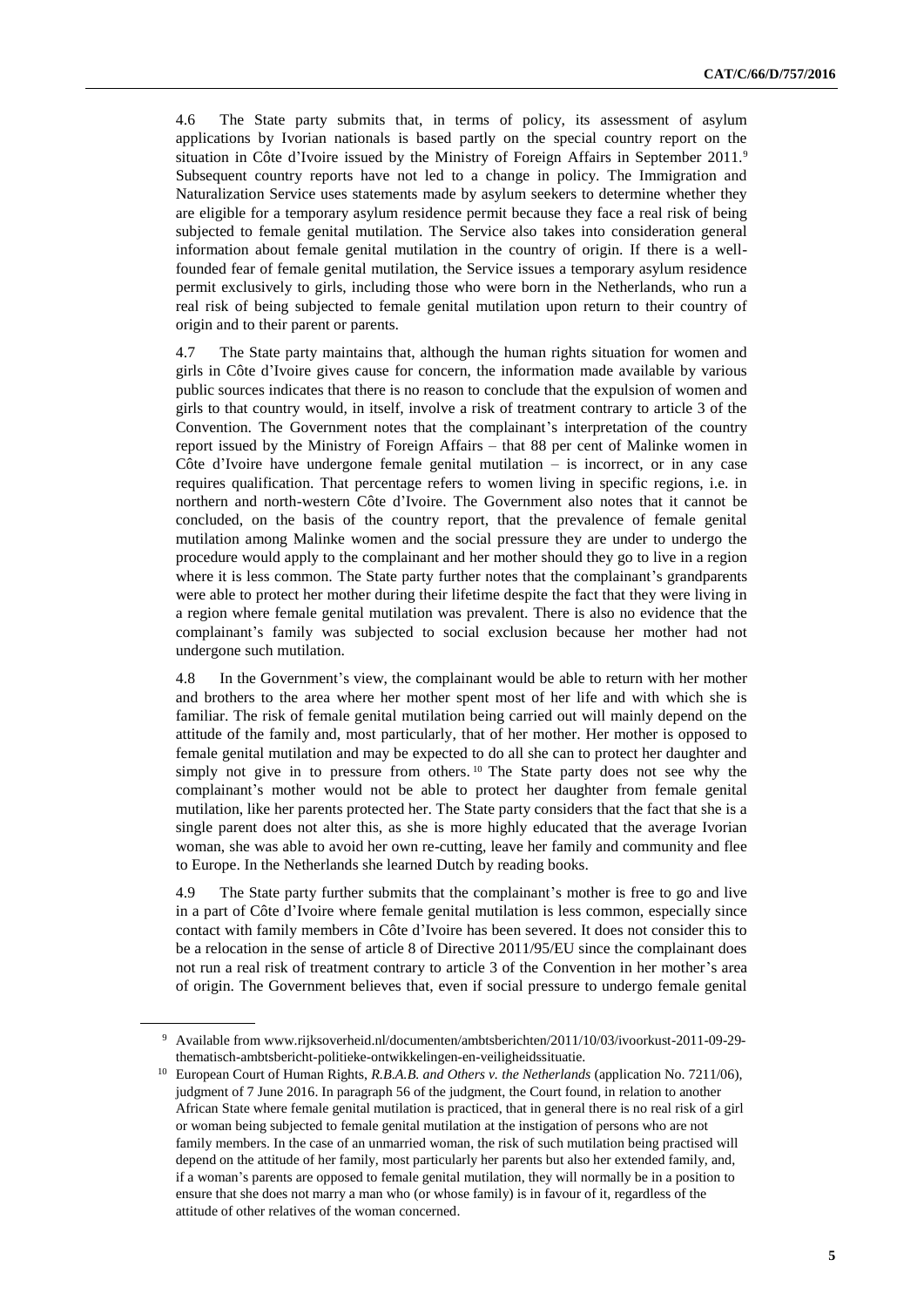4.6 The State party submits that, in terms of policy, its assessment of asylum applications by Ivorian nationals is based partly on the special country report on the situation in Côte d'Ivoire issued by the Ministry of Foreign Affairs in September 2011.[9] Subsequent country reports have not led to a change in policy. The Immigration and Naturalization Service uses statements made by asylum seekers to determine whether they are eligible for a temporary asylum residence permit because they face a real risk of being subjected to female genital mutilation. The Service also takes into consideration general information about female genital mutilation in the country of origin. If there is a well-founded fear of female genital mutilation, the Service issues a temporary asylum residence permit exclusively to girls, including those who were born in the Netherlands, who run a real risk of being subjected to female genital mutilation upon return to their country of origin and to their parent or parents.

4.7 The State party maintains that, although the human rights situation for women and girls in Côte d'Ivoire gives cause for concern, the information made available by various public sources indicates that there is no reason to conclude that the expulsion of women and girls to that country would, in itself, involve a risk of treatment contrary to article 3 of the Convention. The Government notes that the complainant's interpretation of the country report issued by the Ministry of Foreign Affairs – that 88 per cent of Malinke women in Côte d'Ivoire have undergone female genital mutilation – is incorrect, or in any case requires qualification. That percentage refers to women living in specific regions, i.e. in northern and north-western Côte d'Ivoire. The Government also notes that it cannot be concluded, on the basis of the country report, that the prevalence of female genital mutilation among Malinke women and the social pressure they are under to undergo the procedure would apply to the complainant and her mother should they go to live in a region where it is less common. The State party further notes that the complainant's grandparents were able to protect her mother during their lifetime despite the fact that they were living in a region where female genital mutilation was prevalent. There is also no evidence that the complainant's family was subjected to social exclusion because her mother had not undergone such mutilation.

4.8 In the Government's view, the complainant would be able to return with her mother and brothers to the area where her mother spent most of her life and with which she is familiar. The risk of female genital mutilation being carried out will mainly depend on the attitude of the family and, most particularly, that of her mother. Her mother is opposed to female genital mutilation and may be expected to do all she can to protect her daughter and simply not give in to pressure from others.[10] The State party does not see why the complainant's mother would not be able to protect her daughter from female genital mutilation, like her parents protected her. The State party considers that the fact that she is a single parent does not alter this, as she is more highly educated that the average Ivorian woman, she was able to avoid her own re-cutting, leave her family and community and flee to Europe. In the Netherlands she learned Dutch by reading books.

4.9 The State party further submits that the complainant's mother is free to go and live in a part of Côte d'Ivoire where female genital mutilation is less common, especially since contact with family members in Côte d'Ivoire has been severed. It does not consider this to be a relocation in the sense of article 8 of Directive 2011/95/EU since the complainant does not run a real risk of treatment contrary to article 3 of the Convention in her mother's area of origin. The Government believes that, even if social pressure to undergo female genital

---

[9] Available from www.rijksoverheid.nl/documenten/ambtsberichten/2011/10/03/ivoorkust-2011-09-29-thematisch-ambtsbericht-politieke-ontwikkelingen-en-veiligheidssituatie.

[10] European Court of Human Rights, *R.B.A.B. and Others v. the Netherlands* (application No. 7211/06), judgment of 7 June 2016. In paragraph 56 of the judgment, the Court found, in relation to another African State where female genital mutilation is practiced, that in general there is no real risk of a girl or woman being subjected to female genital mutilation at the instigation of persons who are not family members. In the case of an unmarried woman, the risk of such mutilation being practised will depend on the attitude of her family, most particularly her parents but also her extended family, and, if a woman's parents are opposed to female genital mutilation, they will normally be in a position to ensure that she does not marry a man who (or whose family) is in favour of it, regardless of the attitude of other relatives of the woman concerned.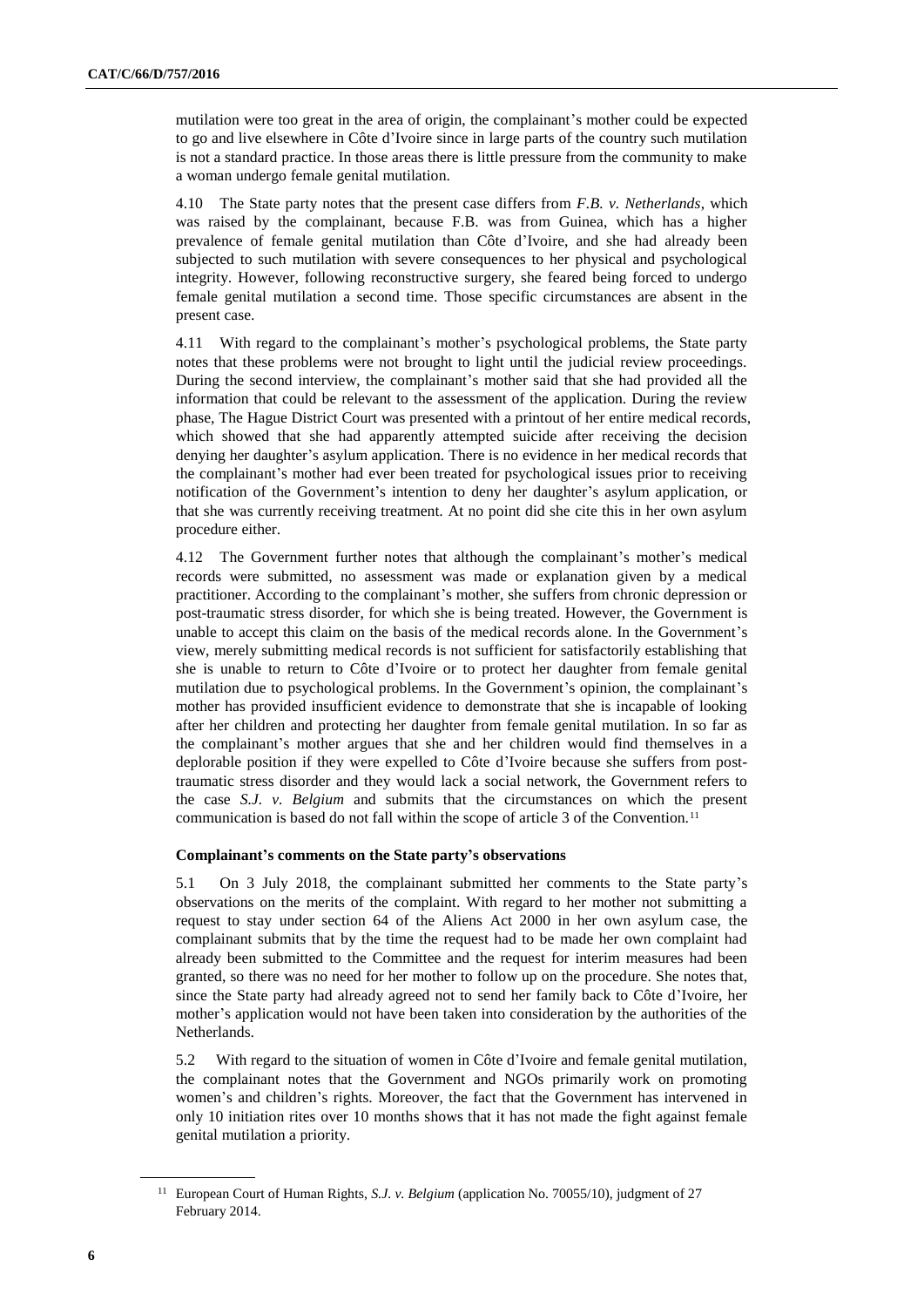mutilation were too great in the area of origin, the complainant's mother could be expected to go and live elsewhere in Côte d'Ivoire since in large parts of the country such mutilation is not a standard practice. In those areas there is little pressure from the community to make a woman undergo female genital mutilation.

4.10 The State party notes that the present case differs from *F.B. v. Netherlands*, which was raised by the complainant, because F.B. was from Guinea, which has a higher prevalence of female genital mutilation than Côte d'Ivoire, and she had already been subjected to such mutilation with severe consequences to her physical and psychological integrity. However, following reconstructive surgery, she feared being forced to undergo female genital mutilation a second time. Those specific circumstances are absent in the present case.

4.11 With regard to the complainant's mother's psychological problems, the State party notes that these problems were not brought to light until the judicial review proceedings. During the second interview, the complainant's mother said that she had provided all the information that could be relevant to the assessment of the application. During the review phase, The Hague District Court was presented with a printout of her entire medical records, which showed that she had apparently attempted suicide after receiving the decision denying her daughter's asylum application. There is no evidence in her medical records that the complainant's mother had ever been treated for psychological issues prior to receiving notification of the Government's intention to deny her daughter's asylum application, or that she was currently receiving treatment. At no point did she cite this in her own asylum procedure either.

4.12 The Government further notes that although the complainant's mother's medical records were submitted, no assessment was made or explanation given by a medical practitioner. According to the complainant's mother, she suffers from chronic depression or post-traumatic stress disorder, for which she is being treated. However, the Government is unable to accept this claim on the basis of the medical records alone. In the Government's view, merely submitting medical records is not sufficient for satisfactorily establishing that she is unable to return to Côte d'Ivoire or to protect her daughter from female genital mutilation due to psychological problems. In the Government's opinion, the complainant's mother has provided insufficient evidence to demonstrate that she is incapable of looking after her children and protecting her daughter from female genital mutilation. In so far as the complainant's mother argues that she and her children would find themselves in a deplorable position if they were expelled to Côte d'Ivoire because she suffers from post-traumatic stress disorder and they would lack a social network, the Government refers to the case *S.J. v. Belgium* and submits that the circumstances on which the present communication is based do not fall within the scope of article 3 of the Convention.[11]

### Complainant's comments on the State party's observations

5.1 On 3 July 2018, the complainant submitted her comments to the State party's observations on the merits of the complaint. With regard to her mother not submitting a request to stay under section 64 of the Aliens Act 2000 in her own asylum case, the complainant submits that by the time the request had to be made her own complaint had already been submitted to the Committee and the request for interim measures had been granted, so there was no need for her mother to follow up on the procedure. She notes that, since the State party had already agreed not to send her family back to Côte d'Ivoire, her mother's application would not have been taken into consideration by the authorities of the Netherlands.

5.2 With regard to the situation of women in Côte d'Ivoire and female genital mutilation, the complainant notes that the Government and NGOs primarily work on promoting women's and children's rights. Moreover, the fact that the Government has intervened in only 10 initiation rites over 10 months shows that it has not made the fight against female genital mutilation a priority.

[11] European Court of Human Rights, *S.J. v. Belgium* (application No. 70055/10), judgment of 27 February 2014.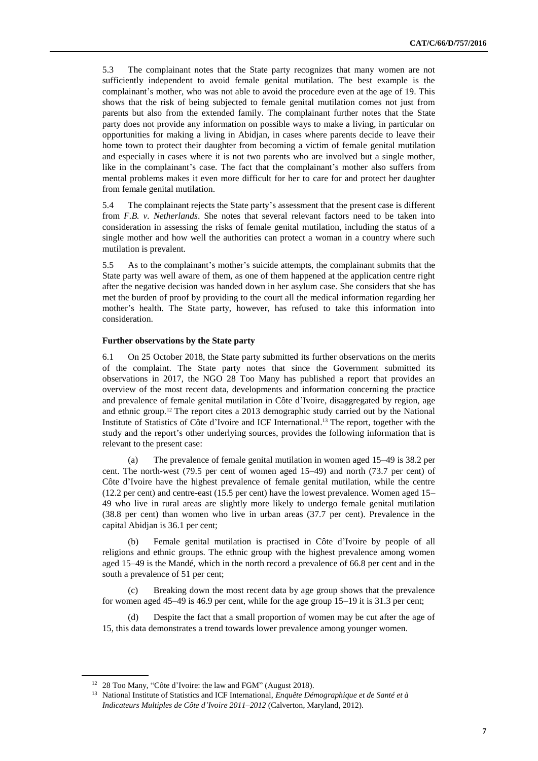5.3 The complainant notes that the State party recognizes that many women are not sufficiently independent to avoid female genital mutilation. The best example is the complainant's mother, who was not able to avoid the procedure even at the age of 19. This shows that the risk of being subjected to female genital mutilation comes not just from parents but also from the extended family. The complainant further notes that the State party does not provide any information on possible ways to make a living, in particular on opportunities for making a living in Abidjan, in cases where parents decide to leave their home town to protect their daughter from becoming a victim of female genital mutilation and especially in cases where it is not two parents who are involved but a single mother, like in the complainant's case. The fact that the complainant's mother also suffers from mental problems makes it even more difficult for her to care for and protect her daughter from female genital mutilation.

5.4 The complainant rejects the State party's assessment that the present case is different from *F.B. v. Netherlands*. She notes that several relevant factors need to be taken into consideration in assessing the risks of female genital mutilation, including the status of a single mother and how well the authorities can protect a woman in a country where such mutilation is prevalent.

5.5 As to the complainant's mother's suicide attempts, the complainant submits that the State party was well aware of them, as one of them happened at the application centre right after the negative decision was handed down in her asylum case. She considers that she has met the burden of proof by providing to the court all the medical information regarding her mother's health. The State party, however, has refused to take this information into consideration.

### Further observations by the State party

6.1 On 25 October 2018, the State party submitted its further observations on the merits of the complaint. The State party notes that since the Government submitted its observations in 2017, the NGO 28 Too Many has published a report that provides an overview of the most recent data, developments and information concerning the practice and prevalence of female genital mutilation in Côte d'Ivoire, disaggregated by region, age and ethnic group.[12] The report cites a 2013 demographic study carried out by the National Institute of Statistics of Côte d'Ivoire and ICF International.[13] The report, together with the study and the report's other underlying sources, provides the following information that is relevant to the present case:

(a) The prevalence of female genital mutilation in women aged 15–49 is 38.2 per cent. The north-west (79.5 per cent of women aged 15–49) and north (73.7 per cent) of Côte d'Ivoire have the highest prevalence of female genital mutilation, while the centre (12.2 per cent) and centre-east (15.5 per cent) have the lowest prevalence. Women aged 15–49 who live in rural areas are slightly more likely to undergo female genital mutilation (38.8 per cent) than women who live in urban areas (37.7 per cent). Prevalence in the capital Abidjan is 36.1 per cent;

(b) Female genital mutilation is practised in Côte d'Ivoire by people of all religions and ethnic groups. The ethnic group with the highest prevalence among women aged 15–49 is the Mandé, which in the north record a prevalence of 66.8 per cent and in the south a prevalence of 51 per cent;

(c) Breaking down the most recent data by age group shows that the prevalence for women aged 45–49 is 46.9 per cent, while for the age group 15–19 it is 31.3 per cent;

(d) Despite the fact that a small proportion of women may be cut after the age of 15, this data demonstrates a trend towards lower prevalence among younger women.

---

[12] 28 Too Many, "Côte d'Ivoire: the law and FGM" (August 2018).

[13] National Institute of Statistics and ICF International, *Enquête Démographique et de Santé et à Indicateurs Multiples de Côte d'Ivoire 2011–2012* (Calverton, Maryland, 2012).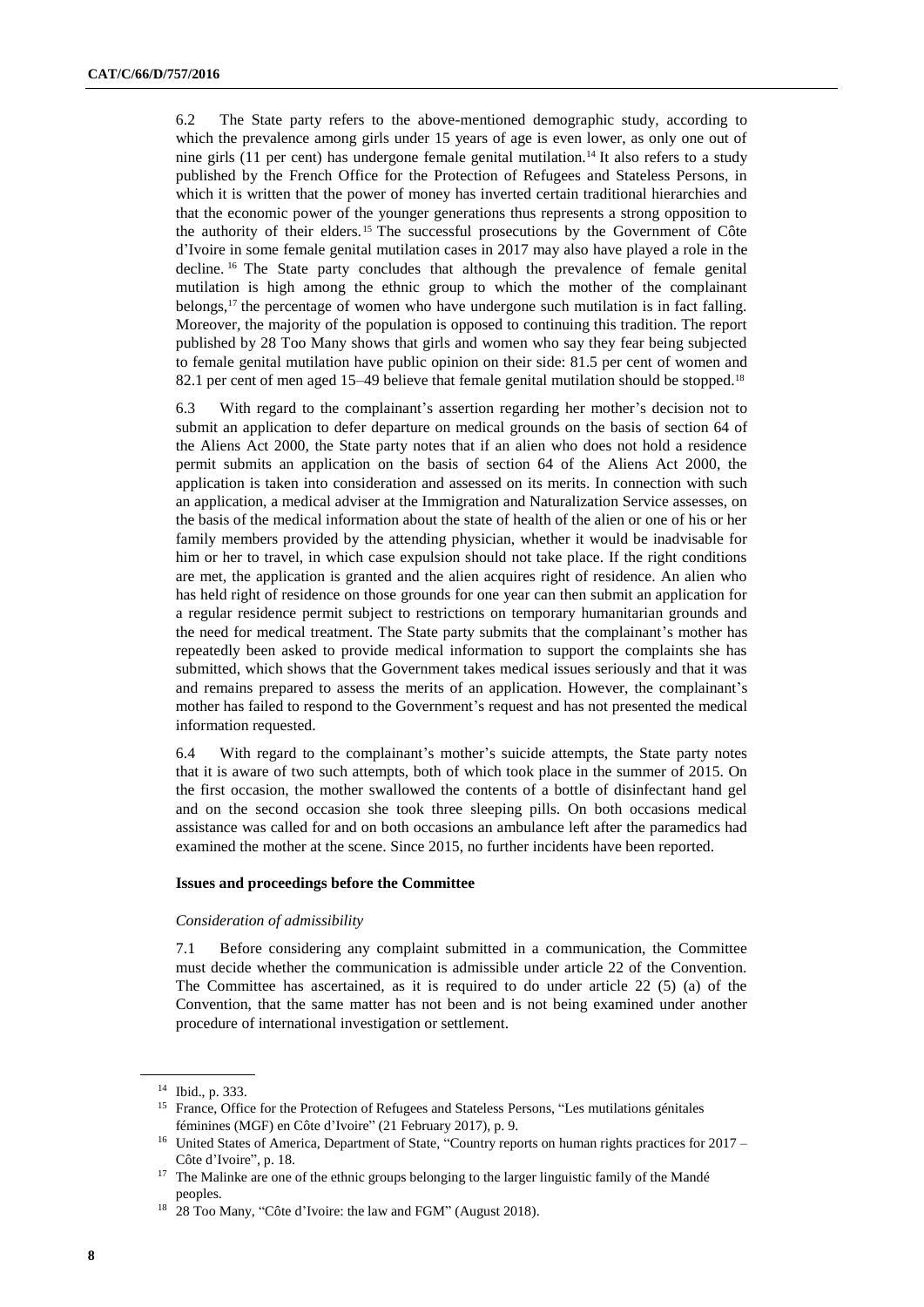6.2 The State party refers to the above-mentioned demographic study, according to which the prevalence among girls under 15 years of age is even lower, as only one out of nine girls (11 per cent) has undergone female genital mutilation.[14] It also refers to a study published by the French Office for the Protection of Refugees and Stateless Persons, in which it is written that the power of money has inverted certain traditional hierarchies and that the economic power of the younger generations thus represents a strong opposition to the authority of their elders.[15] The successful prosecutions by the Government of Côte d'Ivoire in some female genital mutilation cases in 2017 may also have played a role in the decline.[16] The State party concludes that although the prevalence of female genital mutilation is high among the ethnic group to which the mother of the complainant belongs,[17] the percentage of women who have undergone such mutilation is in fact falling. Moreover, the majority of the population is opposed to continuing this tradition. The report published by 28 Too Many shows that girls and women who say they fear being subjected to female genital mutilation have public opinion on their side: 81.5 per cent of women and 82.1 per cent of men aged 15–49 believe that female genital mutilation should be stopped.[18]

6.3 With regard to the complainant's assertion regarding her mother's decision not to submit an application to defer departure on medical grounds on the basis of section 64 of the Aliens Act 2000, the State party notes that if an alien who does not hold a residence permit submits an application on the basis of section 64 of the Aliens Act 2000, the application is taken into consideration and assessed on its merits. In connection with such an application, a medical adviser at the Immigration and Naturalization Service assesses, on the basis of the medical information about the state of health of the alien or one of his or her family members provided by the attending physician, whether it would be inadvisable for him or her to travel, in which case expulsion should not take place. If the right conditions are met, the application is granted and the alien acquires right of residence. An alien who has held right of residence on those grounds for one year can then submit an application for a regular residence permit subject to restrictions on temporary humanitarian grounds and the need for medical treatment. The State party submits that the complainant's mother has repeatedly been asked to provide medical information to support the complaints she has submitted, which shows that the Government takes medical issues seriously and that it was and remains prepared to assess the merits of an application. However, the complainant's mother has failed to respond to the Government's request and has not presented the medical information requested.

6.4 With regard to the complainant's mother's suicide attempts, the State party notes that it is aware of two such attempts, both of which took place in the summer of 2015. On the first occasion, the mother swallowed the contents of a bottle of disinfectant hand gel and on the second occasion she took three sleeping pills. On both occasions medical assistance was called for and on both occasions an ambulance left after the paramedics had examined the mother at the scene. Since 2015, no further incidents have been reported.

### Issues and proceedings before the Committee

*Consideration of admissibility*

7.1 Before considering any complaint submitted in a communication, the Committee must decide whether the communication is admissible under article 22 of the Convention. The Committee has ascertained, as it is required to do under article 22 (5) (a) of the Convention, that the same matter has not been and is not being examined under another procedure of international investigation or settlement.

---

[14] Ibid., p. 333.

[15] France, Office for the Protection of Refugees and Stateless Persons, "Les mutilations génitales féminines (MGF) en Côte d'Ivoire" (21 February 2017), p. 9.

[16] United States of America, Department of State, "Country reports on human rights practices for 2017 – Côte d'Ivoire", p. 18.

[17] The Malinke are one of the ethnic groups belonging to the larger linguistic family of the Mandé peoples.

[18] 28 Too Many, "Côte d'Ivoire: the law and FGM" (August 2018).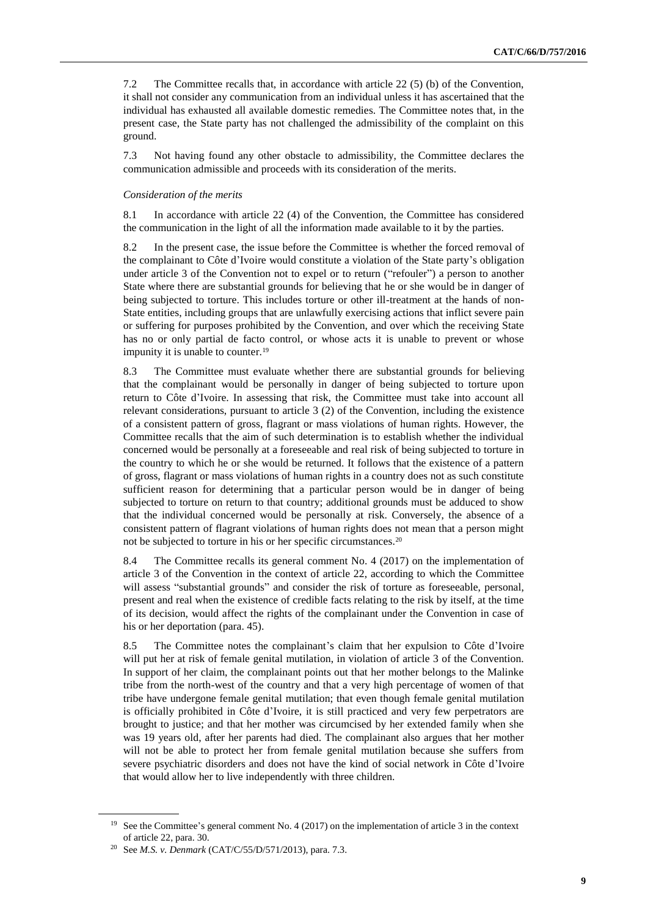7.2 The Committee recalls that, in accordance with article 22 (5) (b) of the Convention, it shall not consider any communication from an individual unless it has ascertained that the individual has exhausted all available domestic remedies. The Committee notes that, in the present case, the State party has not challenged the admissibility of the complaint on this ground.

7.3 Not having found any other obstacle to admissibility, the Committee declares the communication admissible and proceeds with its consideration of the merits.

*Consideration of the merits*

8.1 In accordance with article 22 (4) of the Convention, the Committee has considered the communication in the light of all the information made available to it by the parties.

8.2 In the present case, the issue before the Committee is whether the forced removal of the complainant to Côte d'Ivoire would constitute a violation of the State party's obligation under article 3 of the Convention not to expel or to return ("refouler") a person to another State where there are substantial grounds for believing that he or she would be in danger of being subjected to torture. This includes torture or other ill-treatment at the hands of non-State entities, including groups that are unlawfully exercising actions that inflict severe pain or suffering for purposes prohibited by the Convention, and over which the receiving State has no or only partial de facto control, or whose acts it is unable to prevent or whose impunity it is unable to counter.[19]

8.3 The Committee must evaluate whether there are substantial grounds for believing that the complainant would be personally in danger of being subjected to torture upon return to Côte d'Ivoire. In assessing that risk, the Committee must take into account all relevant considerations, pursuant to article 3 (2) of the Convention, including the existence of a consistent pattern of gross, flagrant or mass violations of human rights. However, the Committee recalls that the aim of such determination is to establish whether the individual concerned would be personally at a foreseeable and real risk of being subjected to torture in the country to which he or she would be returned. It follows that the existence of a pattern of gross, flagrant or mass violations of human rights in a country does not as such constitute sufficient reason for determining that a particular person would be in danger of being subjected to torture on return to that country; additional grounds must be adduced to show that the individual concerned would be personally at risk. Conversely, the absence of a consistent pattern of flagrant violations of human rights does not mean that a person might not be subjected to torture in his or her specific circumstances.[20]

8.4 The Committee recalls its general comment No. 4 (2017) on the implementation of article 3 of the Convention in the context of article 22, according to which the Committee will assess "substantial grounds" and consider the risk of torture as foreseeable, personal, present and real when the existence of credible facts relating to the risk by itself, at the time of its decision, would affect the rights of the complainant under the Convention in case of his or her deportation (para. 45).

8.5 The Committee notes the complainant's claim that her expulsion to Côte d'Ivoire will put her at risk of female genital mutilation, in violation of article 3 of the Convention. In support of her claim, the complainant points out that her mother belongs to the Malinke tribe from the north-west of the country and that a very high percentage of women of that tribe have undergone female genital mutilation; that even though female genital mutilation is officially prohibited in Côte d'Ivoire, it is still practiced and very few perpetrators are brought to justice; and that her mother was circumcised by her extended family when she was 19 years old, after her parents had died. The complainant also argues that her mother will not be able to protect her from female genital mutilation because she suffers from severe psychiatric disorders and does not have the kind of social network in Côte d'Ivoire that would allow her to live independently with three children.

[19] See the Committee's general comment No. 4 (2017) on the implementation of article 3 in the context of article 22, para. 30.

[20] See *M.S. v. Denmark* (CAT/C/55/D/571/2013), para. 7.3.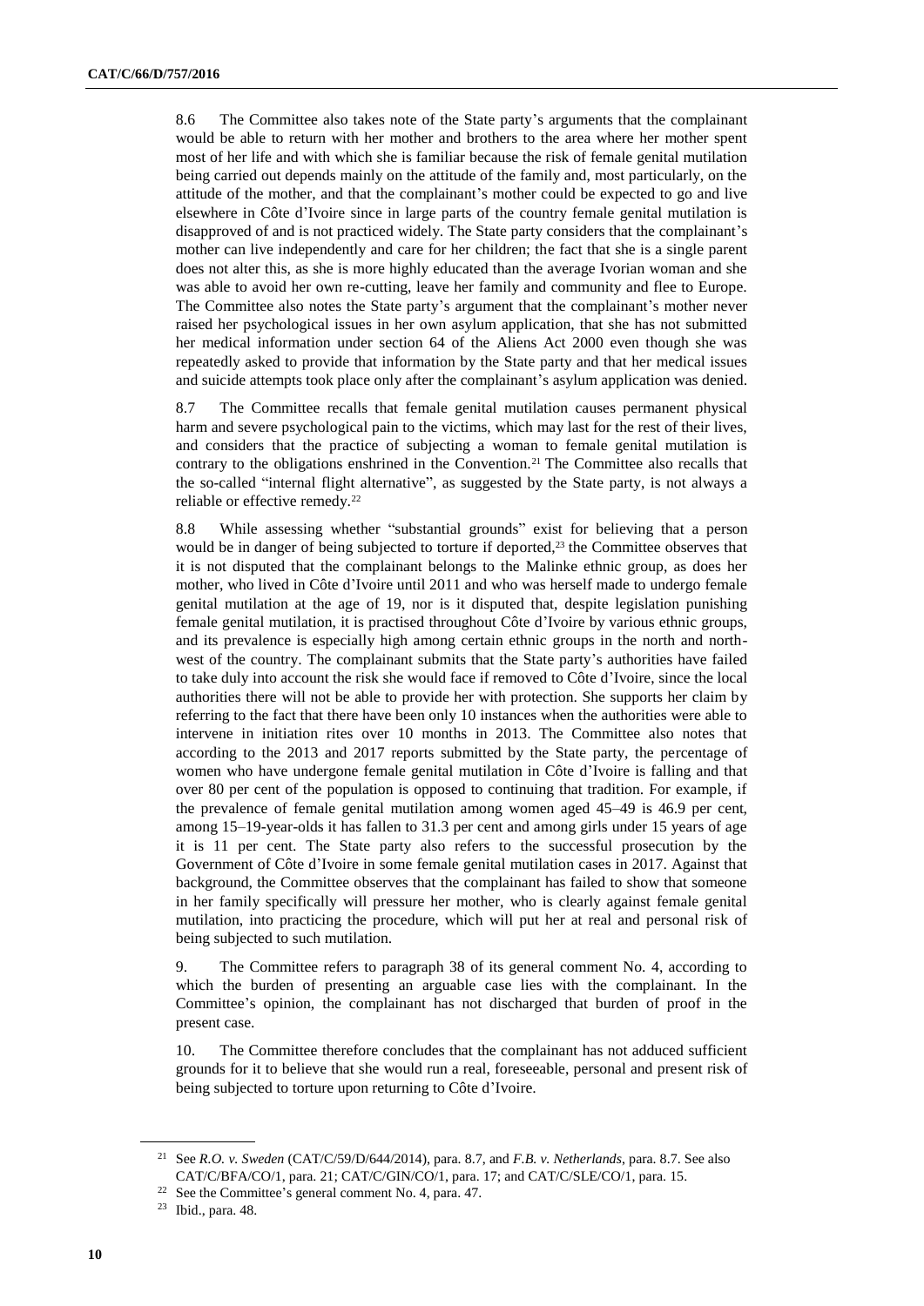8.6 The Committee also takes note of the State party's arguments that the complainant would be able to return with her mother and brothers to the area where her mother spent most of her life and with which she is familiar because the risk of female genital mutilation being carried out depends mainly on the attitude of the family and, most particularly, on the attitude of the mother, and that the complainant's mother could be expected to go and live elsewhere in Côte d'Ivoire since in large parts of the country female genital mutilation is disapproved of and is not practiced widely. The State party considers that the complainant's mother can live independently and care for her children; the fact that she is a single parent does not alter this, as she is more highly educated than the average Ivorian woman and she was able to avoid her own re-cutting, leave her family and community and flee to Europe. The Committee also notes the State party's argument that the complainant's mother never raised her psychological issues in her own asylum application, that she has not submitted her medical information under section 64 of the Aliens Act 2000 even though she was repeatedly asked to provide that information by the State party and that her medical issues and suicide attempts took place only after the complainant's asylum application was denied.

8.7 The Committee recalls that female genital mutilation causes permanent physical harm and severe psychological pain to the victims, which may last for the rest of their lives, and considers that the practice of subjecting a woman to female genital mutilation is contrary to the obligations enshrined in the Convention.[21] The Committee also recalls that the so-called "internal flight alternative", as suggested by the State party, is not always a reliable or effective remedy.[22]

8.8 While assessing whether "substantial grounds" exist for believing that a person would be in danger of being subjected to torture if deported,[23] the Committee observes that it is not disputed that the complainant belongs to the Malinke ethnic group, as does her mother, who lived in Côte d'Ivoire until 2011 and who was herself made to undergo female genital mutilation at the age of 19, nor is it disputed that, despite legislation punishing female genital mutilation, it is practised throughout Côte d'Ivoire by various ethnic groups, and its prevalence is especially high among certain ethnic groups in the north and north-west of the country. The complainant submits that the State party's authorities have failed to take duly into account the risk she would face if removed to Côte d'Ivoire, since the local authorities there will not be able to provide her with protection. She supports her claim by referring to the fact that there have been only 10 instances when the authorities were able to intervene in initiation rites over 10 months in 2013. The Committee also notes that according to the 2013 and 2017 reports submitted by the State party, the percentage of women who have undergone female genital mutilation in Côte d'Ivoire is falling and that over 80 per cent of the population is opposed to continuing that tradition. For example, if the prevalence of female genital mutilation among women aged 45–49 is 46.9 per cent, among 15–19-year-olds it has fallen to 31.3 per cent and among girls under 15 years of age it is 11 per cent. The State party also refers to the successful prosecution by the Government of Côte d'Ivoire in some female genital mutilation cases in 2017. Against that background, the Committee observes that the complainant has failed to show that someone in her family specifically will pressure her mother, who is clearly against female genital mutilation, into practicing the procedure, which will put her at real and personal risk of being subjected to such mutilation.

9. The Committee refers to paragraph 38 of its general comment No. 4, according to which the burden of presenting an arguable case lies with the complainant. In the Committee's opinion, the complainant has not discharged that burden of proof in the present case.

10. The Committee therefore concludes that the complainant has not adduced sufficient grounds for it to believe that she would run a real, foreseeable, personal and present risk of being subjected to torture upon returning to Côte d'Ivoire.

---

[21] See *R.O. v. Sweden* (CAT/C/59/D/644/2014), para. 8.7, and *F.B. v. Netherlands*, para. 8.7. See also CAT/C/BFA/CO/1, para. 21; CAT/C/GIN/CO/1, para. 17; and CAT/C/SLE/CO/1, para. 15.

[22] See the Committee's general comment No. 4, para. 47.

[23] Ibid., para. 48.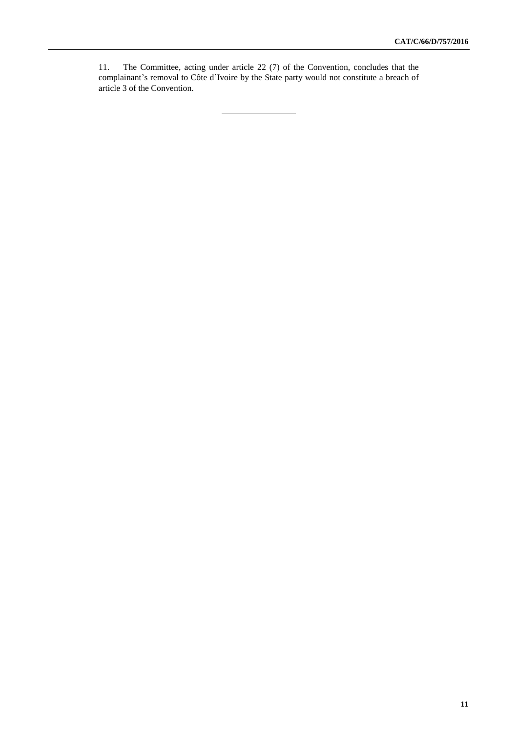11. The Committee, acting under article 22 (7) of the Convention, concludes that the complainant's removal to Côte d'Ivoire by the State party would not constitute a breach of article 3 of the Convention.